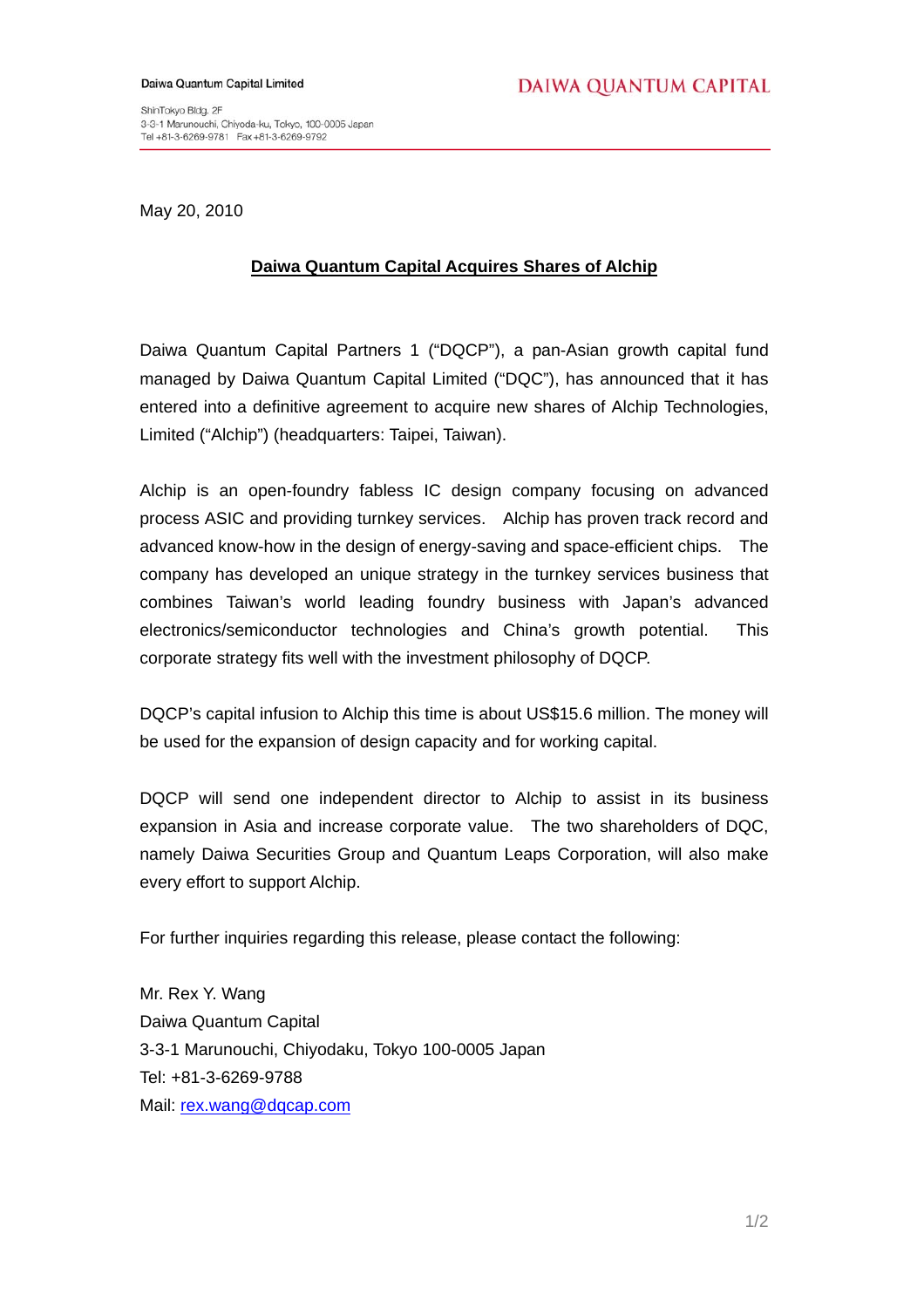Daiwa Quantum Capital Limited

ShinTokyo Bldg. 2F
3-3-1 Marunouchi, Chiyoda-ku, Tokyo, 100-0005 Japan
Tel +81-3-6269-9781 Fax +81-3-6269-9792

**DAIWA QUANTUM CAPITAL**

May 20, 2010

## Daiwa Quantum Capital Acquires Shares of Alchip

Daiwa Quantum Capital Partners 1 ("DQCP"), a pan-Asian growth capital fund managed by Daiwa Quantum Capital Limited ("DQC"), has announced that it has entered into a definitive agreement to acquire new shares of Alchip Technologies, Limited ("Alchip") (headquarters: Taipei, Taiwan).

Alchip is an open-foundry fabless IC design company focusing on advanced process ASIC and providing turnkey services. Alchip has proven track record and advanced know-how in the design of energy-saving and space-efficient chips. The company has developed an unique strategy in the turnkey services business that combines Taiwan's world leading foundry business with Japan's advanced electronics/semiconductor technologies and China's growth potential. This corporate strategy fits well with the investment philosophy of DQCP.

DQCP's capital infusion to Alchip this time is about US$15.6 million. The money will be used for the expansion of design capacity and for working capital.

DQCP will send one independent director to Alchip to assist in its business expansion in Asia and increase corporate value. The two shareholders of DQC, namely Daiwa Securities Group and Quantum Leaps Corporation, will also make every effort to support Alchip.

For further inquiries regarding this release, please contact the following:

Mr. Rex Y. Wang
Daiwa Quantum Capital
3-3-1 Marunouchi, Chiyodaku, Tokyo 100-0005 Japan
Tel: +81-3-6269-9788
Mail: rex.wang@dqcap.com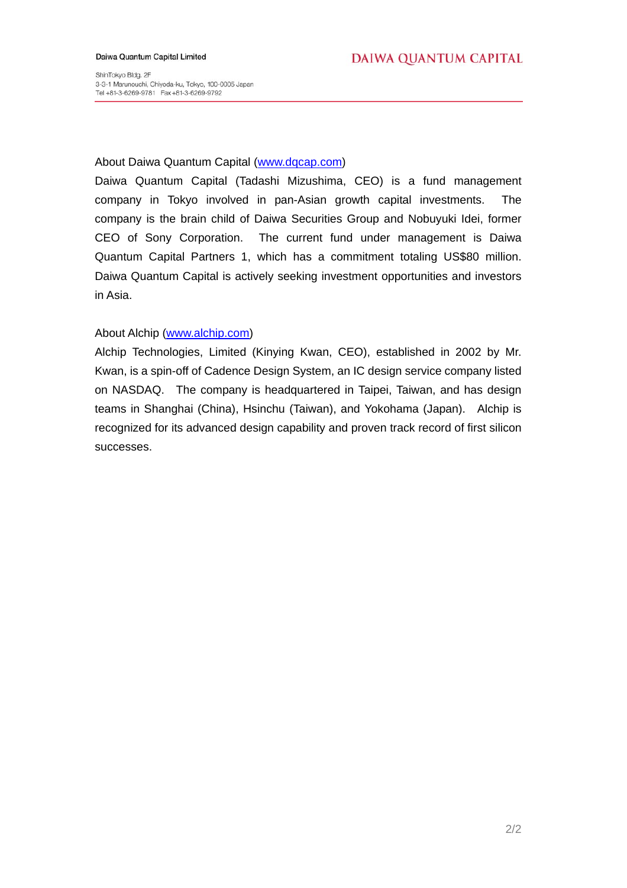About Daiwa Quantum Capital (www.dqcap.com)

Daiwa Quantum Capital (Tadashi Mizushima, CEO) is a fund management company in Tokyo involved in pan-Asian growth capital investments. The company is the brain child of Daiwa Securities Group and Nobuyuki Idei, former CEO of Sony Corporation. The current fund under management is Daiwa Quantum Capital Partners 1, which has a commitment totaling US$80 million. Daiwa Quantum Capital is actively seeking investment opportunities and investors in Asia.

About Alchip (www.alchip.com)

Alchip Technologies, Limited (Kinying Kwan, CEO), established in 2002 by Mr. Kwan, is a spin-off of Cadence Design System, an IC design service company listed on NASDAQ. The company is headquartered in Taipei, Taiwan, and has design teams in Shanghai (China), Hsinchu (Taiwan), and Yokohama (Japan). Alchip is recognized for its advanced design capability and proven track record of first silicon successes.